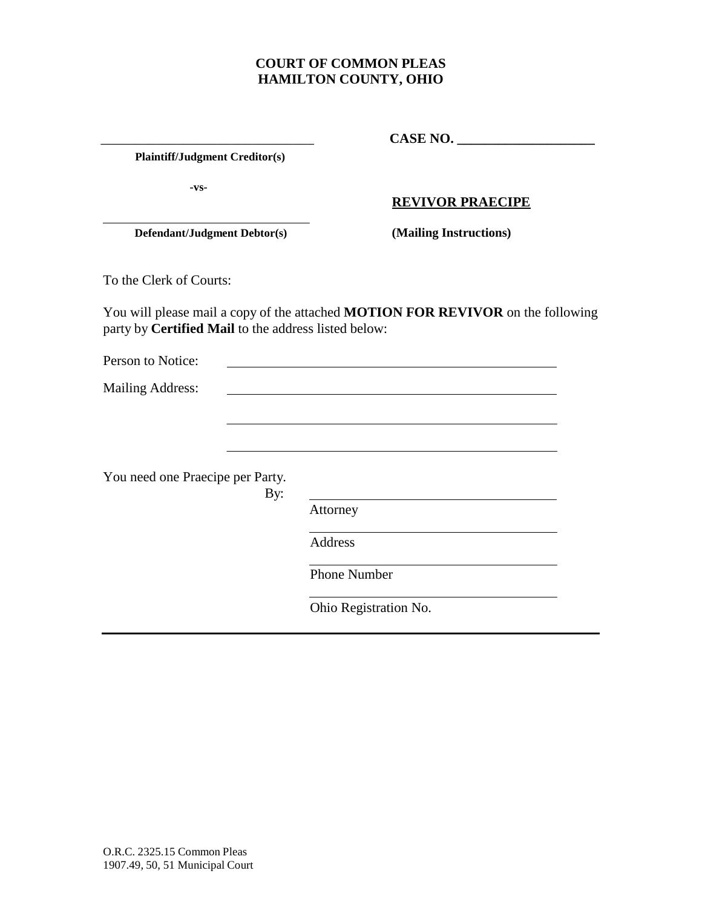**COURT OF COMMON PLEAS**
**HAMILTON COUNTY, OHIO**

\_\_\_\_\_\_\_\_\_\_\_\_\_\_\_\_\_\_\_\_\_\_\_\_\_\_\_\_\_\_\_\_ **CASE NO. \_\_\_\_\_\_\_\_\_\_\_\_\_\_\_\_\_\_\_\_**

**Plaintiff/Judgment Creditor(s)**

**-vs-**

**REVIVOR PRAECIPE**

\_\_\_\_\_\_\_\_\_\_\_\_\_\_\_\_\_\_\_\_\_\_\_\_\_\_\_\_\_\_\_\_

**Defendant/Judgment Debtor(s)** **(Mailing Instructions)**

To the Clerk of Courts:

You will please mail a copy of the attached **MOTION FOR REVIVOR** on the following party by **Certified Mail** to the address listed below:

Person to Notice: \_\_\_\_\_\_\_\_\_\_\_\_\_\_\_\_\_\_\_\_\_\_\_\_\_\_\_\_\_\_\_\_\_\_\_\_\_\_\_\_

Mailing Address: \_\_\_\_\_\_\_\_\_\_\_\_\_\_\_\_\_\_\_\_\_\_\_\_\_\_\_\_\_\_\_\_\_\_\_\_\_\_\_\_

\_\_\_\_\_\_\_\_\_\_\_\_\_\_\_\_\_\_\_\_\_\_\_\_\_\_\_\_\_\_\_\_\_\_\_\_\_\_\_\_

\_\_\_\_\_\_\_\_\_\_\_\_\_\_\_\_\_\_\_\_\_\_\_\_\_\_\_\_\_\_\_\_\_\_\_\_\_\_\_\_

You need one Praecipe per Party.

By: \_\_\_\_\_\_\_\_\_\_\_\_\_\_\_\_\_\_\_\_\_\_\_\_\_\_\_\_\_\_
Attorney

\_\_\_\_\_\_\_\_\_\_\_\_\_\_\_\_\_\_\_\_\_\_\_\_\_\_\_\_\_\_
Address

\_\_\_\_\_\_\_\_\_\_\_\_\_\_\_\_\_\_\_\_\_\_\_\_\_\_\_\_\_\_
Phone Number

\_\_\_\_\_\_\_\_\_\_\_\_\_\_\_\_\_\_\_\_\_\_\_\_\_\_\_\_\_\_
Ohio Registration No.

---

O.R.C. 2325.15 Common Pleas
1907.49, 50, 51 Municipal Court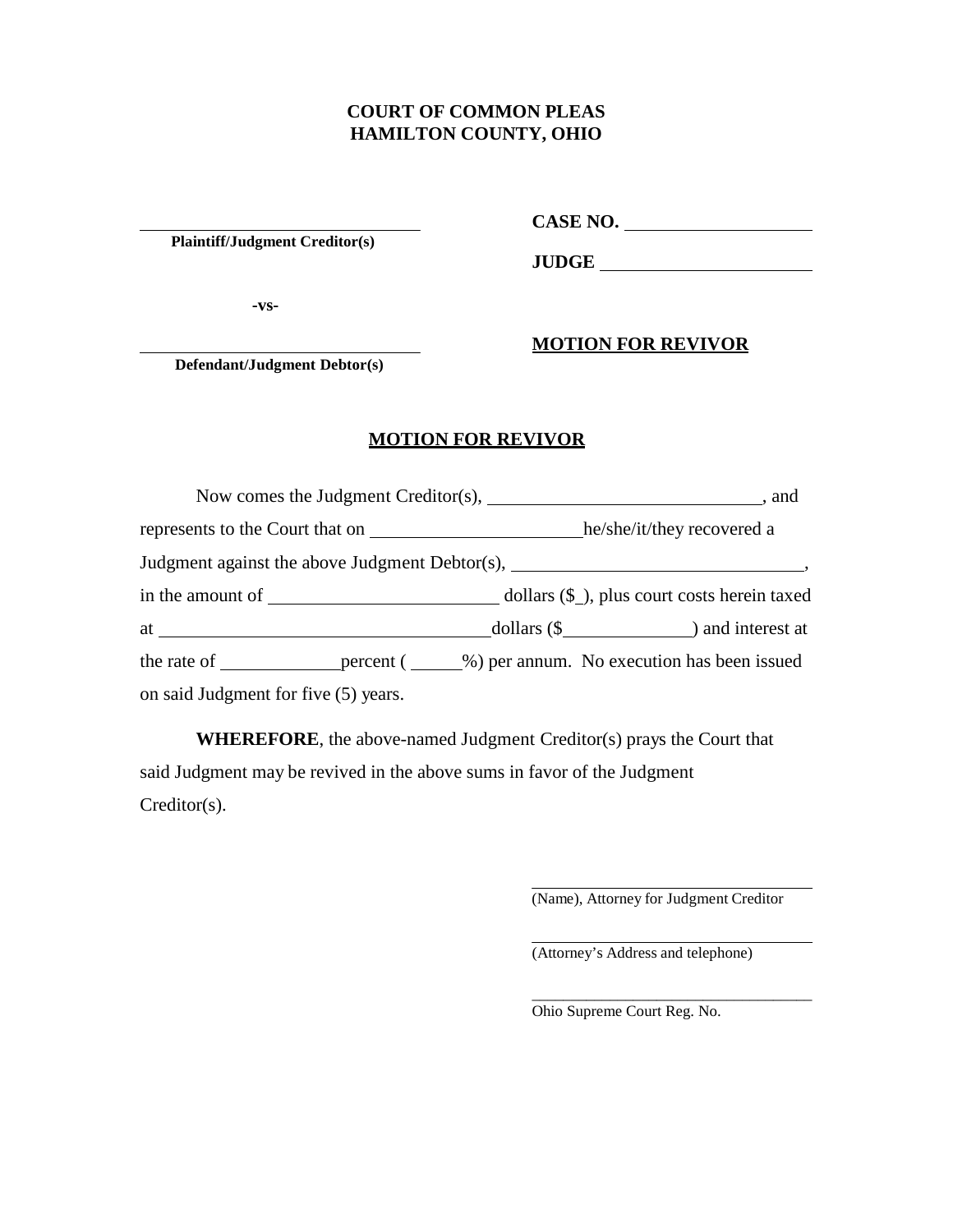**COURT OF COMMON PLEAS**
**HAMILTON COUNTY, OHIO**

\_\_\_\_\_\_\_\_\_\_\_\_\_\_\_\_\_\_\_\_\_\_\_\_\_\_\_\_\_\_\_\_
**Plaintiff/Judgment Creditor(s)**

**-vs-**

\_\_\_\_\_\_\_\_\_\_\_\_\_\_\_\_\_\_\_\_\_\_\_\_\_\_\_\_\_\_\_\_
**Defendant/Judgment Debtor(s)**

**CASE NO.** \_\_\_\_\_\_\_\_\_\_\_\_\_\_\_\_\_\_\_\_

**JUDGE** \_\_\_\_\_\_\_\_\_\_\_\_\_\_\_\_\_\_\_\_\_\_

**MOTION FOR REVIVOR**

## MOTION FOR REVIVOR

Now comes the Judgment Creditor(s), \_\_\_\_\_\_\_\_\_\_\_\_\_\_\_\_\_\_\_\_\_\_\_\_\_\_\_\_, and represents to the Court that on \_\_\_\_\_\_\_\_\_\_\_\_\_\_\_\_\_\_\_\_\_\_ he/she/it/they recovered a Judgment against the above Judgment Debtor(s), \_\_\_\_\_\_\_\_\_\_\_\_\_\_\_\_\_\_\_\_\_\_\_\_\_\_\_\_\_\_, in the amount of \_\_\_\_\_\_\_\_\_\_\_\_\_\_\_\_\_\_\_\_\_\_\_\_ dollars ($\_), plus court costs herein taxed at \_\_\_\_\_\_\_\_\_\_\_\_\_\_\_\_\_\_\_\_\_\_\_\_\_\_\_\_\_\_\_\_\_\_\_\_ dollars ($\_\_\_\_\_\_\_\_\_\_\_\_\_\_) and interest at the rate of \_\_\_\_\_\_\_\_\_\_\_\_ percent ( \_\_\_\_\_%) per annum. No execution has been issued on said Judgment for five (5) years.

**WHEREFORE**, the above-named Judgment Creditor(s) prays the Court that said Judgment may be revived in the above sums in favor of the Judgment Creditor(s).

\_\_\_\_\_\_\_\_\_\_\_\_\_\_\_\_\_\_\_\_\_\_\_\_\_\_\_\_\_\_\_\_\_\_
(Name), Attorney for Judgment Creditor

\_\_\_\_\_\_\_\_\_\_\_\_\_\_\_\_\_\_\_\_\_\_\_\_\_\_\_\_\_\_\_\_\_\_
(Attorney's Address and telephone)

\_\_\_\_\_\_\_\_\_\_\_\_\_\_\_\_\_\_\_\_\_\_\_\_\_\_\_\_\_\_\_\_\_\_
Ohio Supreme Court Reg. No.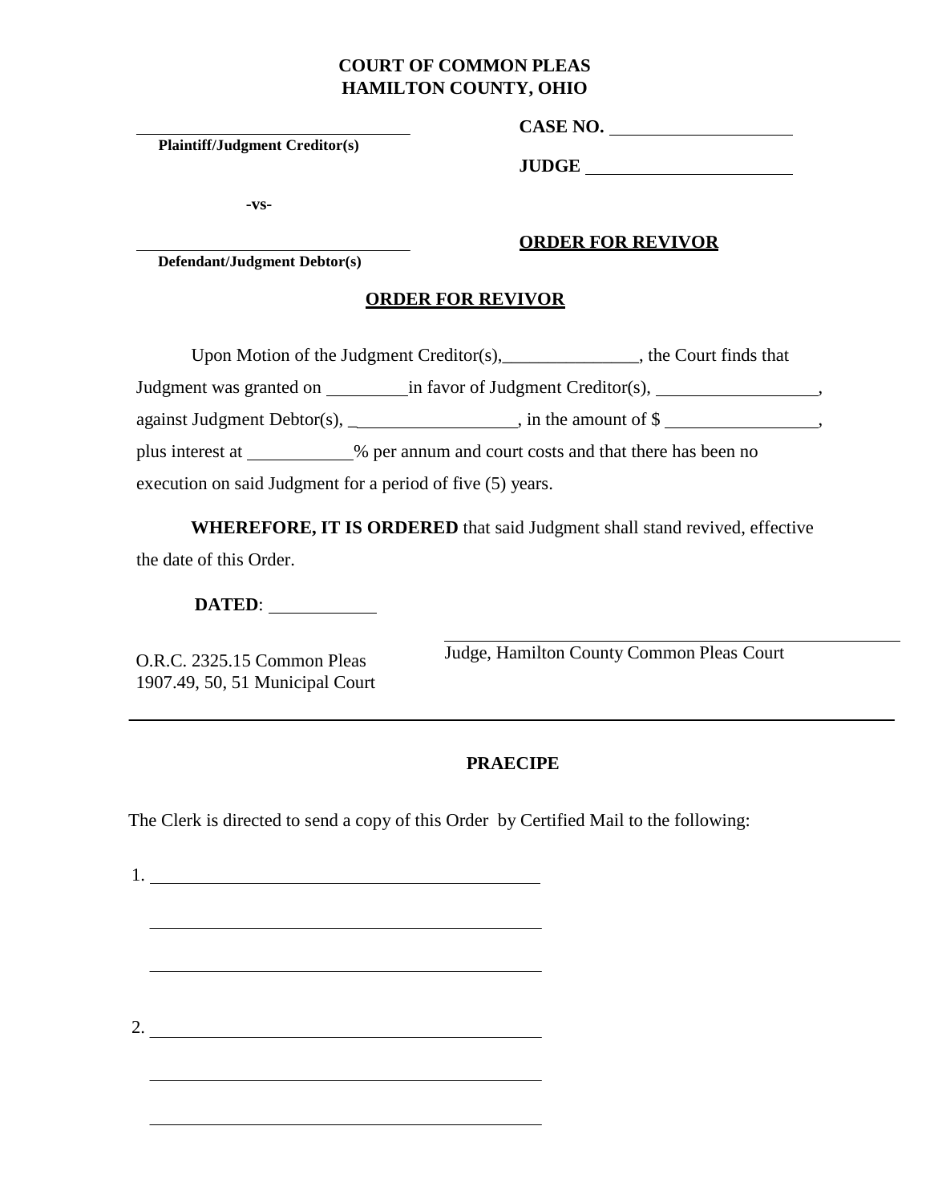**COURT OF COMMON PLEAS**
**HAMILTON COUNTY, OHIO**

______________________________
**Plaintiff/Judgment Creditor(s)**

**CASE NO.** ____________________

**JUDGE** ______________________

**-vs-**

______________________________
**Defendant/Judgment Debtor(s)**

**ORDER FOR REVIVOR**

## ORDER FOR REVIVOR

Upon Motion of the Judgment Creditor(s), _______________, the Court finds that Judgment was granted on _________ in favor of Judgment Creditor(s), _________________, against Judgment Debtor(s), _________________, in the amount of $ ________________, plus interest at ___________% per annum and court costs and that there has been no execution on said Judgment for a period of five (5) years.

**WHEREFORE, IT IS ORDERED** that said Judgment shall stand revived, effective the date of this Order.

**DATED**: ___________

O.R.C. 2325.15 Common Pleas
1907.49, 50, 51 Municipal Court

__________________________________________
Judge, Hamilton County Common Pleas Court

---

## PRAECIPE

The Clerk is directed to send a copy of this Order by Certified Mail to the following:

1. ____________________________________________

   ____________________________________________

   ____________________________________________

2. ____________________________________________

   ____________________________________________

   ____________________________________________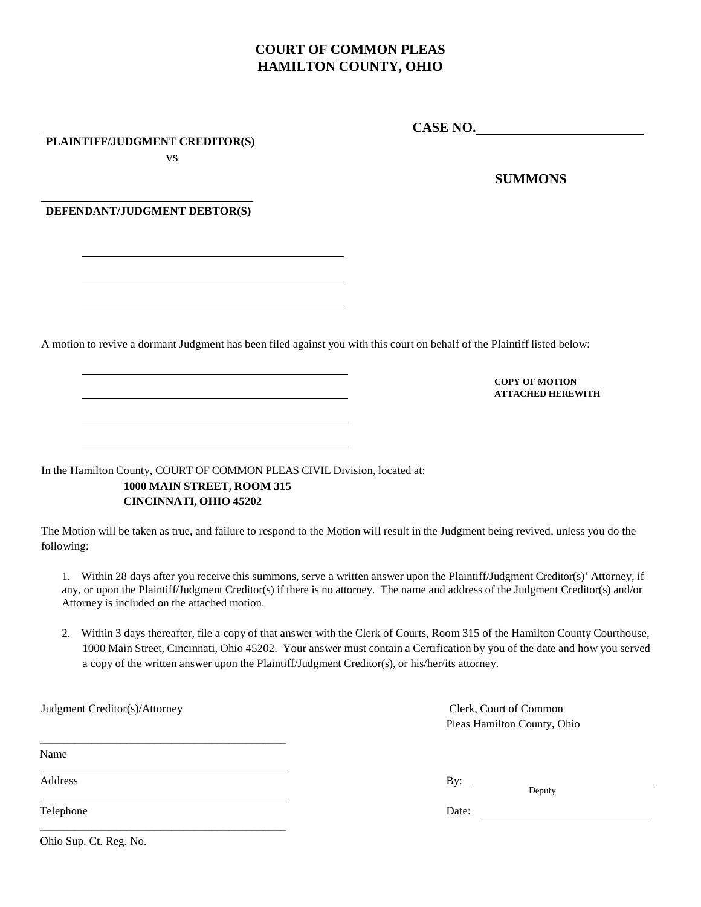# COURT OF COMMON PLEAS
# HAMILTON COUNTY, OHIO

______________________________
**PLAINTIFF/JUDGMENT CREDITOR(S)**

vs

______________________________
**DEFENDANT/JUDGMENT DEBTOR(S)**

**CASE NO.** ______________________

## SUMMONS

______________________________

______________________________

______________________________

A motion to revive a dormant Judgment has been filed against you with this court on behalf of the Plaintiff listed below:

______________________________

______________________________

______________________________

______________________________

**COPY OF MOTION ATTACHED HEREWITH**

In the Hamilton County, COURT OF COMMON PLEAS CIVIL Division, located at:

**1000 MAIN STREET, ROOM 315**
**CINCINNATI, OHIO 45202**

The Motion will be taken as true, and failure to respond to the Motion will result in the Judgment being revived, unless you do the following:

1. Within 28 days after you receive this summons, serve a written answer upon the Plaintiff/Judgment Creditor(s)' Attorney, if any, or upon the Plaintiff/Judgment Creditor(s) if there is no attorney. The name and address of the Judgment Creditor(s) and/or Attorney is included on the attached motion.

2. Within 3 days thereafter, file a copy of that answer with the Clerk of Courts, Room 315 of the Hamilton County Courthouse, 1000 Main Street, Cincinnati, Ohio 45202. Your answer must contain a Certification by you of the date and how you served a copy of the written answer upon the Plaintiff/Judgment Creditor(s), or his/her/its attorney.

Judgment Creditor(s)/Attorney

______________________________
Name

______________________________
Address

______________________________
Telephone

______________________________
Ohio Sup. Ct. Reg. No.

Clerk, Court of Common Pleas Hamilton County, Ohio

By: ______________________________
Deputy

Date: ______________________________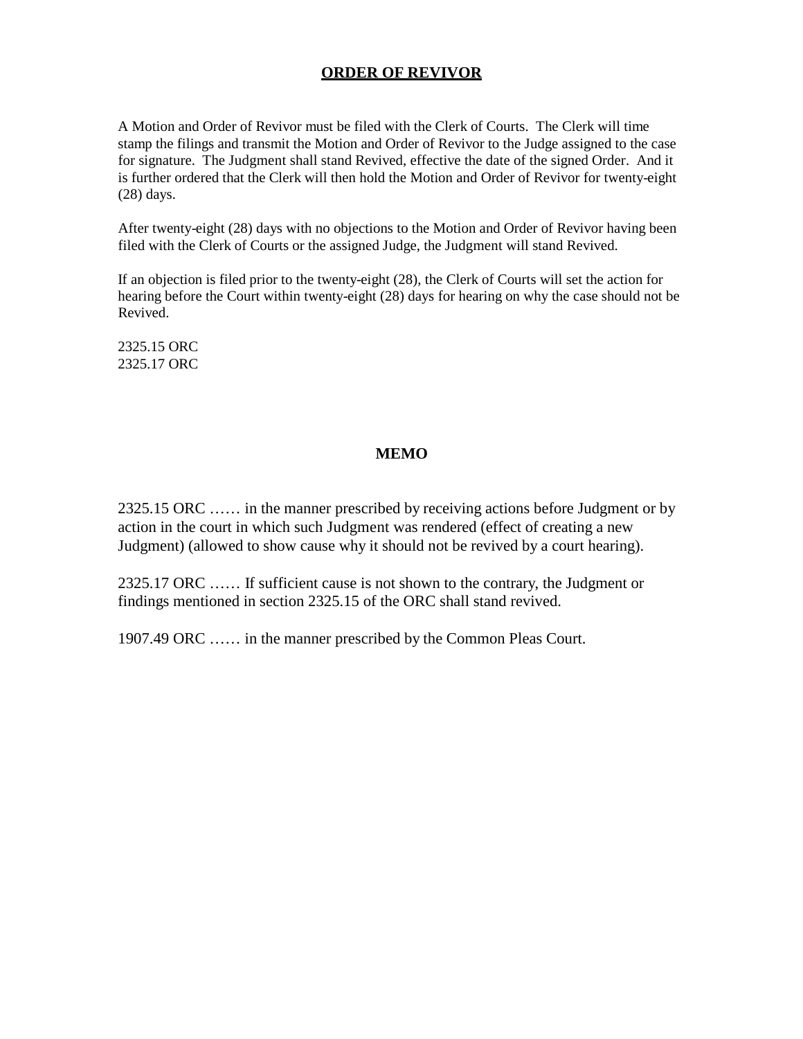# ORDER OF REVIVOR

A Motion and Order of Revivor must be filed with the Clerk of Courts. The Clerk will time stamp the filings and transmit the Motion and Order of Revivor to the Judge assigned to the case for signature. The Judgment shall stand Revived, effective the date of the signed Order. And it is further ordered that the Clerk will then hold the Motion and Order of Revivor for twenty-eight (28) days.

After twenty-eight (28) days with no objections to the Motion and Order of Revivor having been filed with the Clerk of Courts or the assigned Judge, the Judgment will stand Revived.

If an objection is filed prior to the twenty-eight (28), the Clerk of Courts will set the action for hearing before the Court within twenty-eight (28) days for hearing on why the case should not be Revived.

2325.15 ORC
2325.17 ORC

## MEMO

2325.15 ORC …… in the manner prescribed by receiving actions before Judgment or by action in the court in which such Judgment was rendered (effect of creating a new Judgment) (allowed to show cause why it should not be revived by a court hearing).

2325.17 ORC …… If sufficient cause is not shown to the contrary, the Judgment or findings mentioned in section 2325.15 of the ORC shall stand revived.

1907.49 ORC …… in the manner prescribed by the Common Pleas Court.